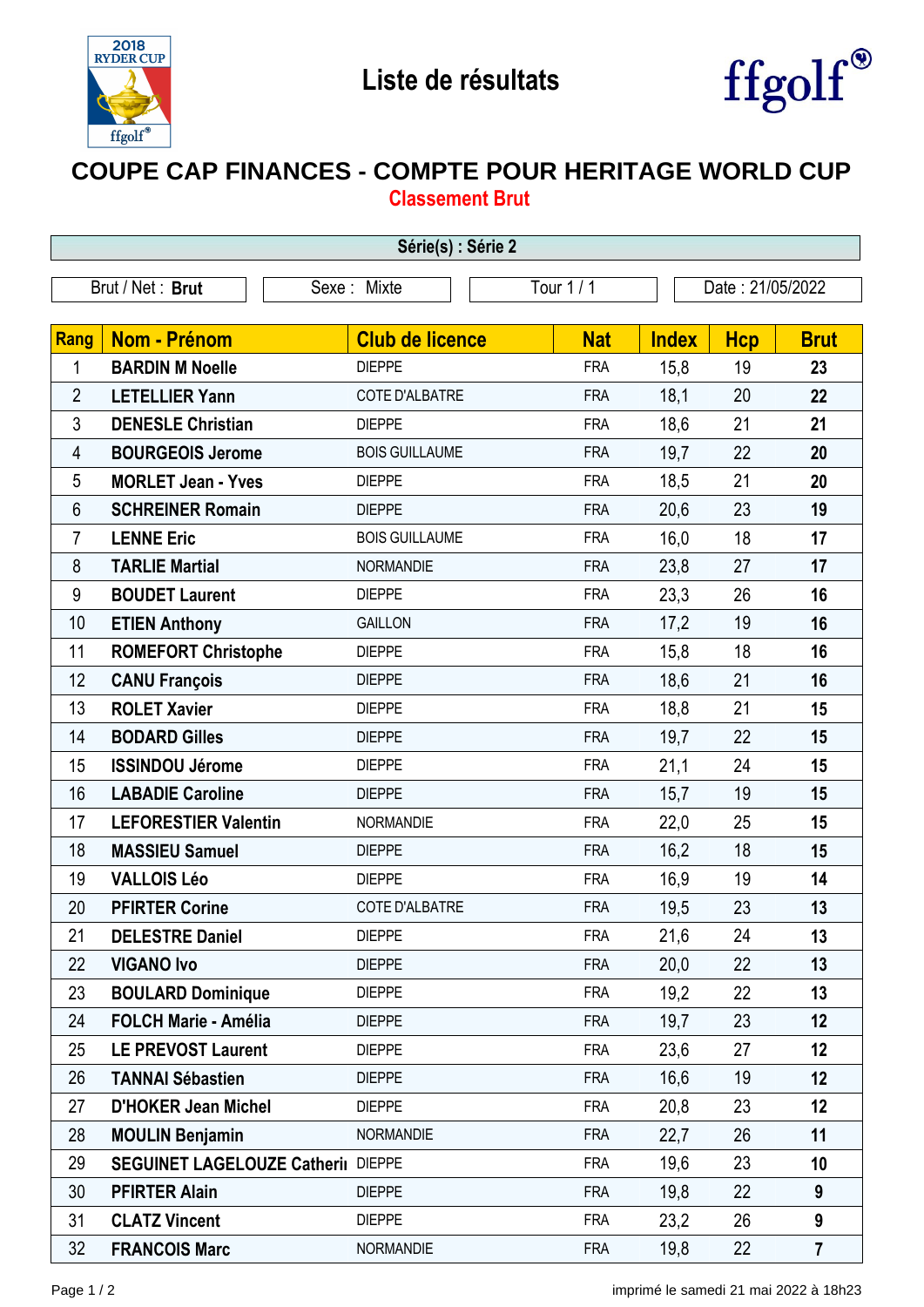# Liste de résultats

## COUPE CAP FINANCES - COMPTE POUR HERITAGE WORLD CUP

### Classement Brut

**Série(s) : Série 2**

| Brut / Net : **Brut** | Sexe : Mixte | Tour 1 / 1 | Date : 21/05/2022 |
|---|---|---|---|

| Rang | Nom - Prénom | Club de licence | Nat | Index | Hcp | Brut |
|---|---|---|---|---|---|---|
| 1 | **BARDIN M Noelle** | DIEPPE | FRA | 15,8 | 19 | **23** |
| 2 | **LETELLIER Yann** | COTE D'ALBATRE | FRA | 18,1 | 20 | **22** |
| 3 | **DENESLE Christian** | DIEPPE | FRA | 18,6 | 21 | **21** |
| 4 | **BOURGEOIS Jerome** | BOIS GUILLAUME | FRA | 19,7 | 22 | **20** |
| 5 | **MORLET Jean - Yves** | DIEPPE | FRA | 18,5 | 21 | **20** |
| 6 | **SCHREINER Romain** | DIEPPE | FRA | 20,6 | 23 | **19** |
| 7 | **LENNE Eric** | BOIS GUILLAUME | FRA | 16,0 | 18 | **17** |
| 8 | **TARLIE Martial** | NORMANDIE | FRA | 23,8 | 27 | **17** |
| 9 | **BOUDET Laurent** | DIEPPE | FRA | 23,3 | 26 | **16** |
| 10 | **ETIEN Anthony** | GAILLON | FRA | 17,2 | 19 | **16** |
| 11 | **ROMEFORT Christophe** | DIEPPE | FRA | 15,8 | 18 | **16** |
| 12 | **CANU François** | DIEPPE | FRA | 18,6 | 21 | **16** |
| 13 | **ROLET Xavier** | DIEPPE | FRA | 18,8 | 21 | **15** |
| 14 | **BODARD Gilles** | DIEPPE | FRA | 19,7 | 22 | **15** |
| 15 | **ISSINDOU Jérome** | DIEPPE | FRA | 21,1 | 24 | **15** |
| 16 | **LABADIE Caroline** | DIEPPE | FRA | 15,7 | 19 | **15** |
| 17 | **LEFORESTIER Valentin** | NORMANDIE | FRA | 22,0 | 25 | **15** |
| 18 | **MASSIEU Samuel** | DIEPPE | FRA | 16,2 | 18 | **15** |
| 19 | **VALLOIS Léo** | DIEPPE | FRA | 16,9 | 19 | **14** |
| 20 | **PFIRTER Corine** | COTE D'ALBATRE | FRA | 19,5 | 23 | **13** |
| 21 | **DELESTRE Daniel** | DIEPPE | FRA | 21,6 | 24 | **13** |
| 22 | **VIGANO Ivo** | DIEPPE | FRA | 20,0 | 22 | **13** |
| 23 | **BOULARD Dominique** | DIEPPE | FRA | 19,2 | 22 | **13** |
| 24 | **FOLCH Marie - Amélia** | DIEPPE | FRA | 19,7 | 23 | **12** |
| 25 | **LE PREVOST Laurent** | DIEPPE | FRA | 23,6 | 27 | **12** |
| 26 | **TANNAI Sébastien** | DIEPPE | FRA | 16,6 | 19 | **12** |
| 27 | **D'HOKER Jean Michel** | DIEPPE | FRA | 20,8 | 23 | **12** |
| 28 | **MOULIN Benjamin** | NORMANDIE | FRA | 22,7 | 26 | **11** |
| 29 | **SEGUINET LAGELOUZE Catheri** | DIEPPE | FRA | 19,6 | 23 | **10** |
| 30 | **PFIRTER Alain** | DIEPPE | FRA | 19,8 | 22 | **9** |
| 31 | **CLATZ Vincent** | DIEPPE | FRA | 23,2 | 26 | **9** |
| 32 | **FRANCOIS Marc** | NORMANDIE | FRA | 19,8 | 22 | **7** |

imprimé le samedi 21 mai 2022 à 18h23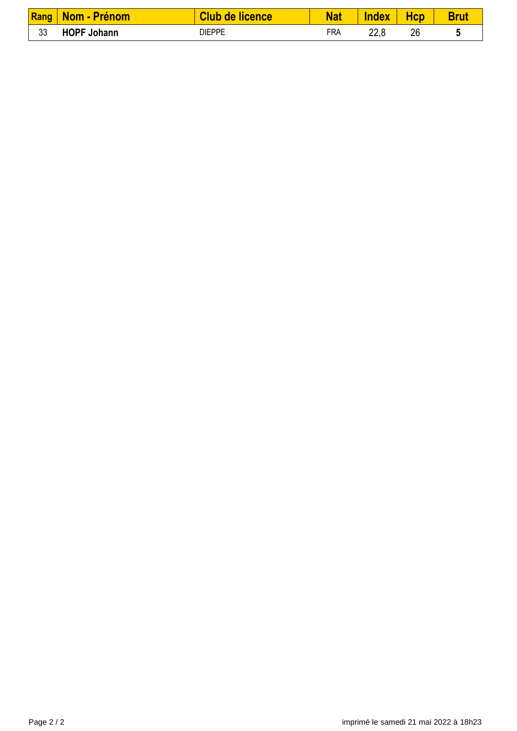| Rang | Nom - Prénom | Club de licence | Nat | Index | Hcp | Brut |
|---|---|---|---|---|---|---|
| 33 | **HOPF Johann** | DIEPPE | FRA | 22,8 | 26 | **5** |

imprimé le samedi 21 mai 2022 à 18h23